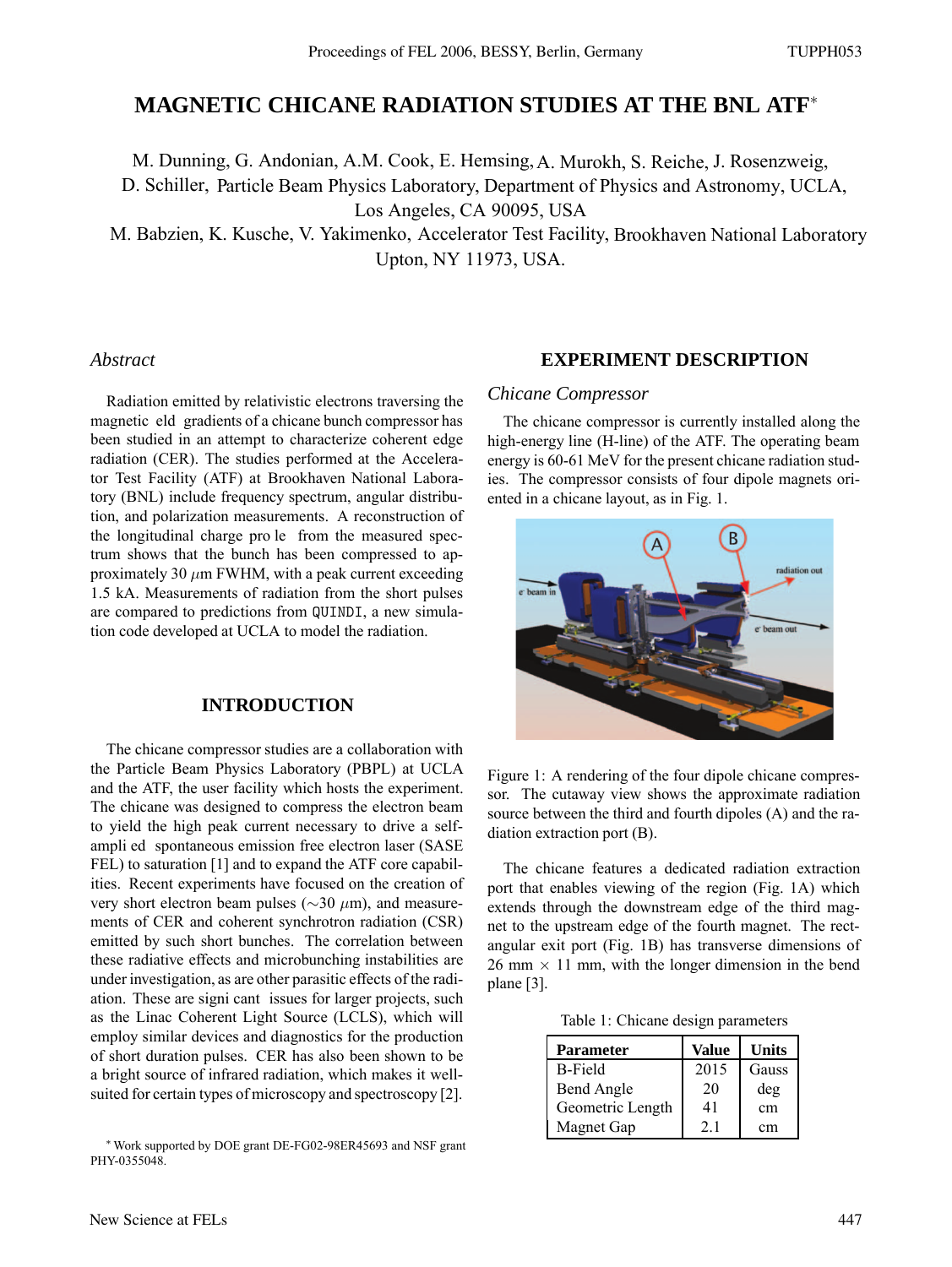# MAGNETIC CHICANE RADIATION STUDIES AT THE BNL ATF*

M. Dunning, G. Andonian, A.M. Cook, E. Hemsing, A. Murokh, S. Reiche, J. Rosenzweig, D. Schiller, Particle Beam Physics Laboratory, Department of Physics and Astronomy, UCLA, Los Angeles, CA 90095, USA

M. Babzien, K. Kusche, V. Yakimenko, Accelerator Test Facility, Brookhaven National Laboratory Upton, NY 11973, USA.

### *Abstract*

Radiation emitted by relativistic electrons traversing the magnetic eld gradients of a chicane bunch compressor has been studied in an attempt to characterize coherent edge radiation (CER). The studies performed at the Accelerator Test Facility (ATF) at Brookhaven National Laboratory (BNL) include frequency spectrum, angular distribution, and polarization measurements. A reconstruction of the longitudinal charge pro le from the measured spectrum shows that the bunch has been compressed to approximately 30 $\mu$m FWHM, with a peak current exceeding 1.5 kA. Measurements of radiation from the short pulses are compared to predictions from QUINDI, a new simulation code developed at UCLA to model the radiation.

## INTRODUCTION

The chicane compressor studies are a collaboration with the Particle Beam Physics Laboratory (PBPL) at UCLA and the ATF, the user facility which hosts the experiment. The chicane was designed to compress the electron beam to yield the high peak current necessary to drive a self-ampli ed spontaneous emission free electron laser (SASE FEL) to saturation [1] and to expand the ATF core capabilities. Recent experiments have focused on the creation of very short electron beam pulses ($\sim$30 $\mu$m), and measurements of CER and coherent synchrotron radiation (CSR) emitted by such short bunches. The correlation between these radiative effects and microbunching instabilities are under investigation, as are other parasitic effects of the radiation. These are signi cant issues for larger projects, such as the Linac Coherent Light Source (LCLS), which will employ similar devices and diagnostics for the production of short duration pulses. CER has also been shown to be a bright source of infrared radiation, which makes it well-suited for certain types of microscopy and spectroscopy [2].

## EXPERIMENT DESCRIPTION

### *Chicane Compressor*

The chicane compressor is currently installed along the high-energy line (H-line) of the ATF. The operating beam energy is 60-61 MeV for the present chicane radiation studies. The compressor consists of four dipole magnets oriented in a chicane layout, as in Fig. 1.

Figure 1: A rendering of the four dipole chicane compressor. The cutaway view shows the approximate radiation source between the third and fourth dipoles (A) and the radiation extraction port (B).

The chicane features a dedicated radiation extraction port that enables viewing of the region (Fig. 1A) which extends through the downstream edge of the third magnet to the upstream edge of the fourth magnet. The rectangular exit port (Fig. 1B) has transverse dimensions of 26 mm $\times$ 11 mm, with the longer dimension in the bend plane [3].

Table 1: Chicane design parameters

| Parameter | Value | Units |
|---|---|---|
| B-Field | 2015 | Gauss |
| Bend Angle | 20 | deg |
| Geometric Length | 41 | cm |
| Magnet Gap | 2.1 | cm |

* Work supported by DOE grant DE-FG02-98ER45693 and NSF grant PHY-0355048.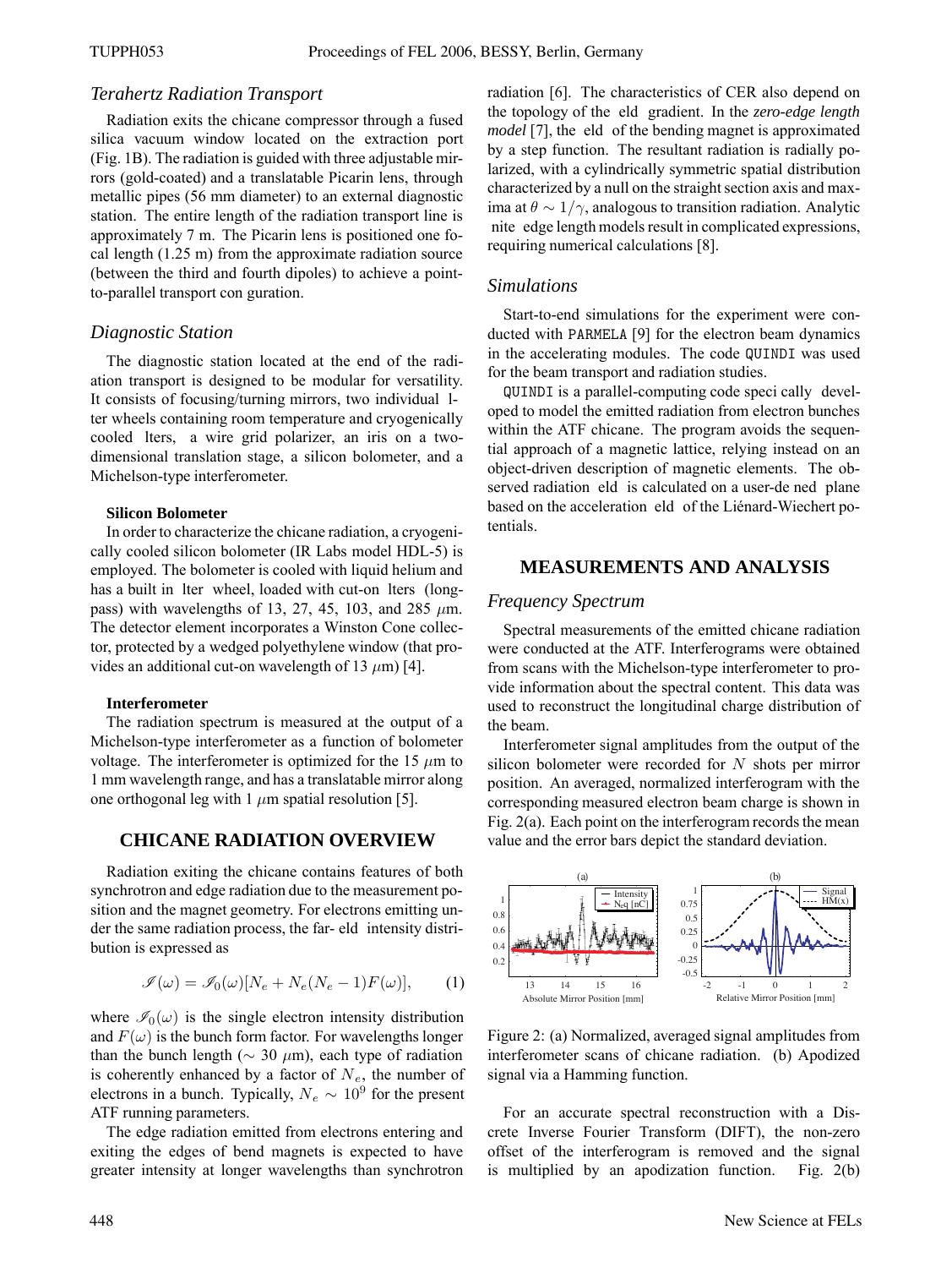### *Terahertz Radiation Transport*

Radiation exits the chicane compressor through a fused silica vacuum window located on the extraction port (Fig. 1B). The radiation is guided with three adjustable mirrors (gold-coated) and a translatable Picarin lens, through metallic pipes (56 mm diameter) to an external diagnostic station. The entire length of the radiation transport line is approximately 7 m. The Picarin lens is positioned one focal length (1.25 m) from the approximate radiation source (between the third and fourth dipoles) to achieve a point-to-parallel transport con guration.

### *Diagnostic Station*

The diagnostic station located at the end of the radiation transport is designed to be modular for versatility. It consists of focusing/turning mirrors, two individual lter wheels containing room temperature and cryogenically cooled lters, a wire grid polarizer, an iris on a two-dimensional translation stage, a silicon bolometer, and a Michelson-type interferometer.

**Silicon Bolometer**

In order to characterize the chicane radiation, a cryogenically cooled silicon bolometer (IR Labs model HDL-5) is employed. The bolometer is cooled with liquid helium and has a built in lter wheel, loaded with cut-on lters (long-pass) with wavelengths of 13, 27, 45, 103, and 285 $\mu$m. The detector element incorporates a Winston Cone collector, protected by a wedged polyethylene window (that provides an additional cut-on wavelength of 13 $\mu$m) [4].

**Interferometer**

The radiation spectrum is measured at the output of a Michelson-type interferometer as a function of bolometer voltage. The interferometer is optimized for the 15 $\mu$m to 1 mm wavelength range, and has a translatable mirror along one orthogonal leg with 1 $\mu$m spatial resolution [5].

## CHICANE RADIATION OVERVIEW

Radiation exiting the chicane contains features of both synchrotron and edge radiation due to the measurement position and the magnet geometry. For electrons emitting under the same radiation process, the far- eld intensity distribution is expressed as

$$\mathscr{I}(\omega) = \mathscr{I}_0(\omega)[N_e + N_e(N_e - 1)F(\omega)], \tag{1}$$

where $\mathscr{I}_0(\omega)$ is the single electron intensity distribution and $F(\omega)$ is the bunch form factor. For wavelengths longer than the bunch length ($\sim$ 30 $\mu$m), each type of radiation is coherently enhanced by a factor of $N_e$, the number of electrons in a bunch. Typically, $N_e \sim 10^9$ for the present ATF running parameters.

The edge radiation emitted from electrons entering and exiting the edges of bend magnets is expected to have greater intensity at longer wavelengths than synchrotron radiation [6]. The characteristics of CER also depend on the topology of the eld gradient. In the *zero-edge length model* [7], the eld of the bending magnet is approximated by a step function. The resultant radiation is radially polarized, with a cylindrically symmetric spatial distribution characterized by a null on the straight section axis and maxima at $\theta \sim 1/\gamma$, analogous to transition radiation. Analytic nite edge length models result in complicated expressions, requiring numerical calculations [8].

### *Simulations*

Start-to-end simulations for the experiment were conducted with PARMELA [9] for the electron beam dynamics in the accelerating modules. The code QUINDI was used for the beam transport and radiation studies.

QUINDI is a parallel-computing code speci cally developed to model the emitted radiation from electron bunches within the ATF chicane. The program avoids the sequential approach of a magnetic lattice, relying instead on an object-driven description of magnetic elements. The observed radiation eld is calculated on a user-de ned plane based on the acceleration eld of the Liénard-Wiechert potentials.

## MEASUREMENTS AND ANALYSIS

### *Frequency Spectrum*

Spectral measurements of the emitted chicane radiation were conducted at the ATF. Interferograms were obtained from scans with the Michelson-type interferometer to provide information about the spectral content. This data was used to reconstruct the longitudinal charge distribution of the beam.

Interferometer signal amplitudes from the output of the silicon bolometer were recorded for $N$ shots per mirror position. An averaged, normalized interferogram with the corresponding measured electron beam charge is shown in Fig. 2(a). Each point on the interferogram records the mean value and the error bars depict the standard deviation.

Figure 2: (a) Normalized, averaged signal amplitudes from interferometer scans of chicane radiation. (b) Apodized signal via a Hamming function.

For an accurate spectral reconstruction with a Discrete Inverse Fourier Transform (DIFT), the non-zero offset of the interferogram is removed and the signal is multiplied by an apodization function. Fig. 2(b)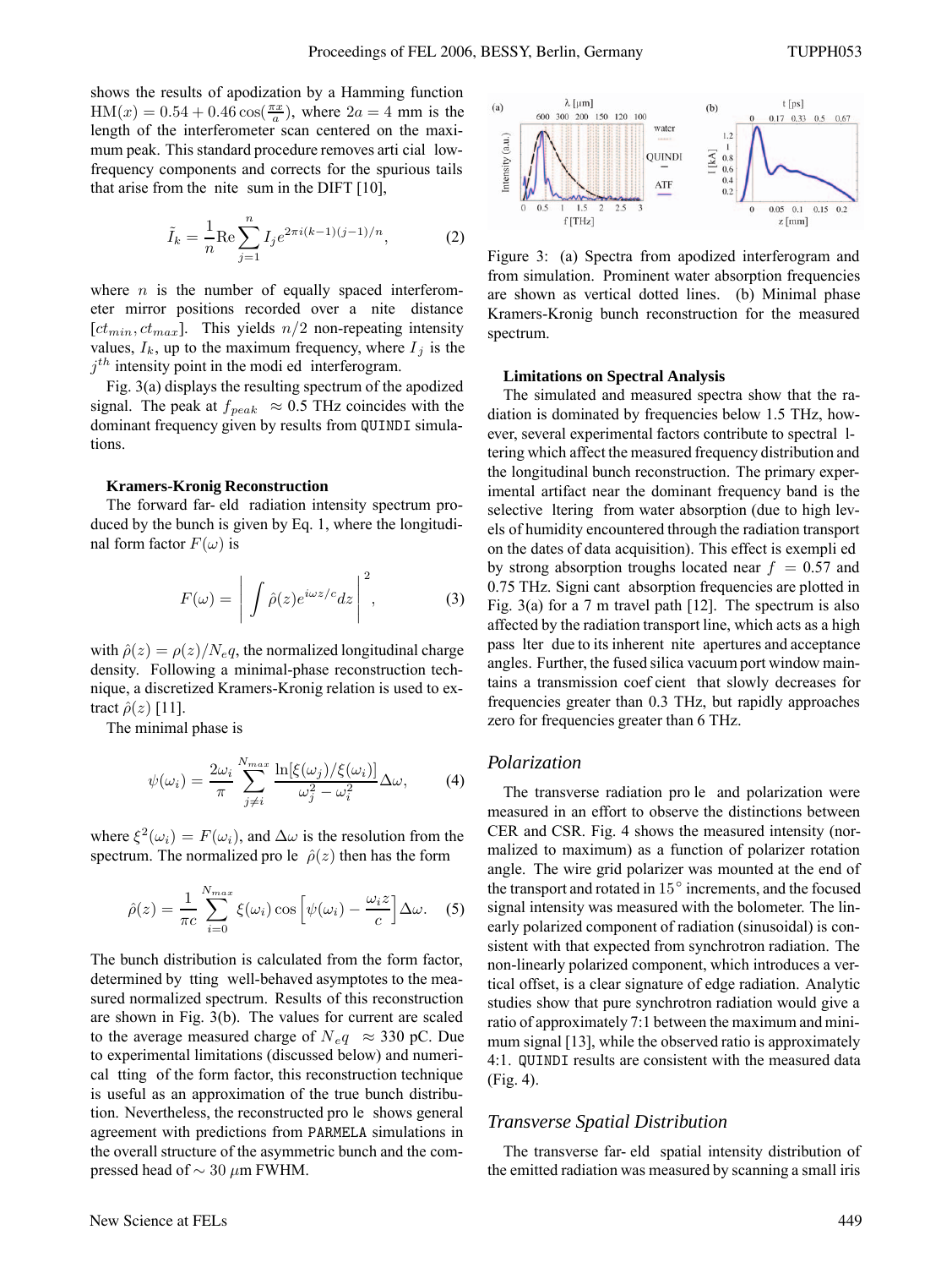shows the results of apodization by a Hamming function $\mathrm{HM}(x) = 0.54 + 0.46\cos(\frac{\pi x}{a})$, where $2a = 4$ mm is the length of the interferometer scan centered on the maximum peak. This standard procedure removes artificial low-frequency components and corrects for the spurious tails that arise from the finite sum in the DIFT [10],

$$\tilde{I}_k = \frac{1}{n}\mathrm{Re}\sum_{j=1}^{n} I_j e^{2\pi i(k-1)(j-1)/n}, \tag{2}$$

where $n$ is the number of equally spaced interferometer mirror positions recorded over a finite distance $[ct_{min}, ct_{max}]$. This yields $n/2$ non-repeating intensity values, $I_k$, up to the maximum frequency, where $I_j$ is the $j^{th}$ intensity point in the modified interferogram.

Fig. 3(a) displays the resulting spectrum of the apodized signal. The peak at $f_{peak} \approx 0.5$ THz coincides with the dominant frequency given by results from QUINDI simulations.

### Kramers-Kronig Reconstruction

The forward far-field radiation intensity spectrum produced by the bunch is given by Eq. 1, where the longitudinal form factor $F(\omega)$ is

$$F(\omega) = \left| \int \hat{\rho}(z) e^{i\omega z/c} dz \right|^2, \tag{3}$$

with $\hat{\rho}(z) = \rho(z)/N_e q$, the normalized longitudinal charge density. Following a minimal-phase reconstruction technique, a discretized Kramers-Kronig relation is used to extract $\hat{\rho}(z)$ [11].

The minimal phase is

$$\psi(\omega_i) = \frac{2\omega_i}{\pi} \sum_{j \neq i}^{N_{max}} \frac{\ln[\xi(\omega_j)/\xi(\omega_i)]}{\omega_j^2 - \omega_i^2} \Delta\omega, \tag{4}$$

where $\xi^2(\omega_i) = F(\omega_i)$, and $\Delta\omega$ is the resolution from the spectrum. The normalized profile $\hat{\rho}(z)$ then has the form

$$\hat{\rho}(z) = \frac{1}{\pi c} \sum_{i=0}^{N_{max}} \xi(\omega_i) \cos\left[\psi(\omega_i) - \frac{\omega_i z}{c}\right] \Delta\omega. \tag{5}$$

The bunch distribution is calculated from the form factor, determined by fitting well-behaved asymptotes to the measured normalized spectrum. Results of this reconstruction are shown in Fig. 3(b). The values for current are scaled to the average measured charge of $N_e q \approx 330$ pC. Due to experimental limitations (discussed below) and numerical fitting of the form factor, this reconstruction technique is useful as an approximation of the true bunch distribution. Nevertheless, the reconstructed profile shows general agreement with predictions from PARMELA simulations in the overall structure of the asymmetric bunch and the compressed head of $\sim 30$ $\mu$m FWHM.

Figure 3: (a) Spectra from apodized interferogram and from simulation. Prominent water absorption frequencies are shown as vertical dotted lines. (b) Minimal phase Kramers-Kronig bunch reconstruction for the measured spectrum.

### Limitations on Spectral Analysis

The simulated and measured spectra show that the radiation is dominated by frequencies below 1.5 THz, however, several experimental factors contribute to spectral filtering which affect the measured frequency distribution and the longitudinal bunch reconstruction. The primary experimental artifact near the dominant frequency band is the selective filtering from water absorption (due to high levels of humidity encountered through the radiation transport on the dates of data acquisition). This effect is exemplified by strong absorption troughs located near $f = 0.57$ and 0.75 THz. Significant absorption frequencies are plotted in Fig. 3(a) for a 7 m travel path [12]. The spectrum is also affected by the radiation transport line, which acts as a high pass filter due to its inherent finite apertures and acceptance angles. Further, the fused silica vacuum port window maintains a transmission coefficient that slowly decreases for frequencies greater than 0.3 THz, but rapidly approaches zero for frequencies greater than 6 THz.

## *Polarization*

The transverse radiation profile and polarization were measured in an effort to observe the distinctions between CER and CSR. Fig. 4 shows the measured intensity (normalized to maximum) as a function of polarizer rotation angle. The wire grid polarizer was mounted at the end of the transport and rotated in $15^\circ$ increments, and the focused signal intensity was measured with the bolometer. The linearly polarized component of radiation (sinusoidal) is consistent with that expected from synchrotron radiation. The non-linearly polarized component, which introduces a vertical offset, is a clear signature of edge radiation. Analytic studies show that pure synchrotron radiation would give a ratio of approximately 7:1 between the maximum and minimum signal [13], while the observed ratio is approximately 4:1. QUINDI results are consistent with the measured data (Fig. 4).

## *Transverse Spatial Distribution*

The transverse far-field spatial intensity distribution of the emitted radiation was measured by scanning a small iris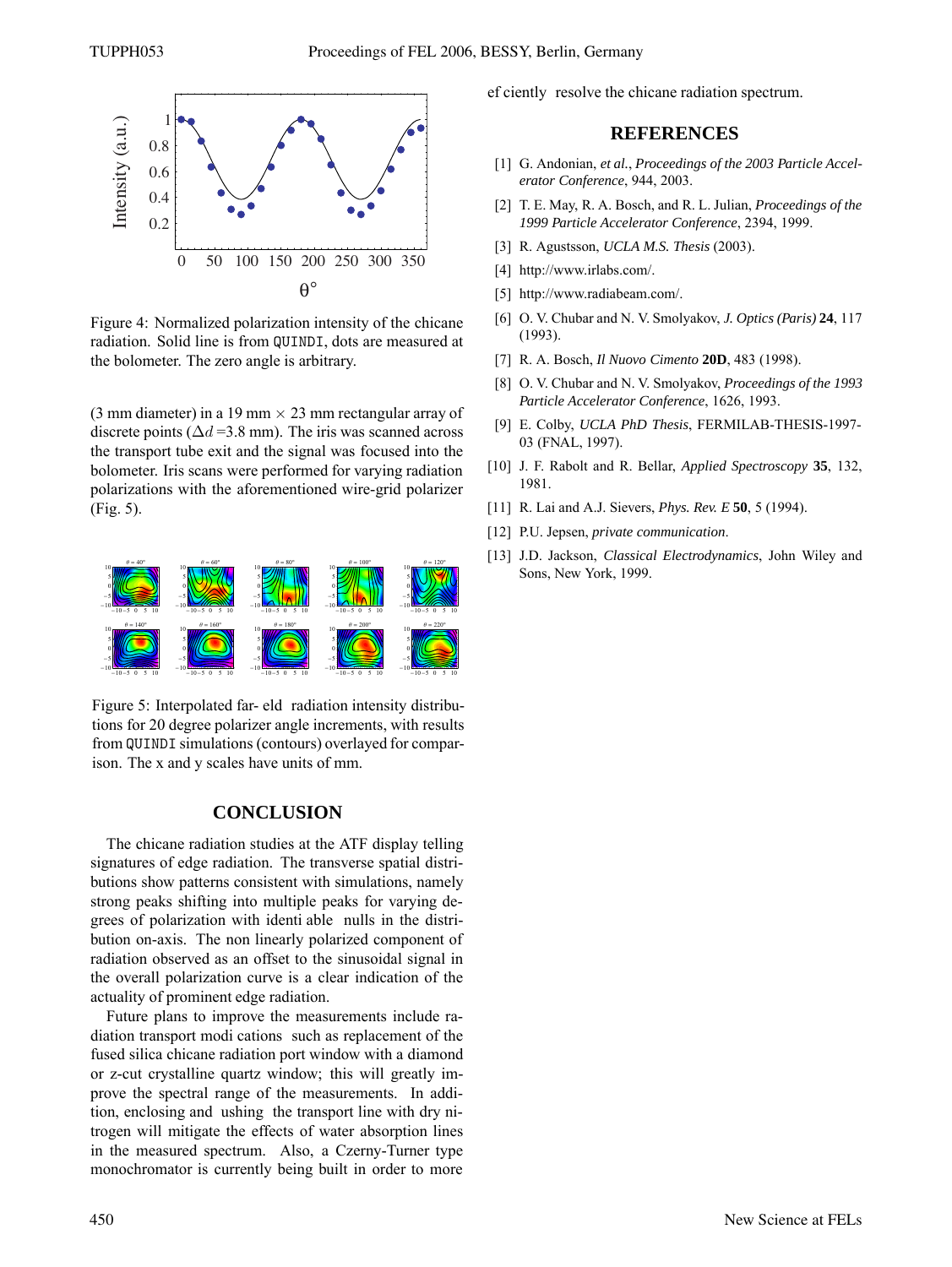Intensity (a.u.)

1
0.8
0.6
0.4
0.2

0 50 100 150 200 250 300 350

θ°

Figure 4: Normalized polarization intensity of the chicane radiation. Solid line is from QUINDI, dots are measured at the bolometer. The zero angle is arbitrary.

(3 mm diameter) in a 19 mm × 23 mm rectangular array of discrete points ($\Delta d$ =3.8 mm). The iris was scanned across the transport tube exit and the signal was focused into the bolometer. Iris scans were performed for varying radiation polarizations with the aforementioned wire-grid polarizer (Fig. 5).

θ = 40° θ = 60° θ = 80° θ = 100° θ = 120°

θ = 140° θ = 160° θ = 180° θ = 200° θ = 220°

Figure 5: Interpolated far-field radiation intensity distributions for 20 degree polarizer angle increments, with results from QUINDI simulations (contours) overlayed for comparison. The x and y scales have units of mm.

## CONCLUSION

The chicane radiation studies at the ATF display telling signatures of edge radiation. The transverse spatial distributions show patterns consistent with simulations, namely strong peaks shifting into multiple peaks for varying degrees of polarization with identifiable nulls in the distribution on-axis. The non linearly polarized component of radiation observed as an offset to the sinusoidal signal in the overall polarization curve is a clear indication of the actuality of prominent edge radiation.

Future plans to improve the measurements include radiation transport modifications such as replacement of the fused silica chicane radiation port window with a diamond or z-cut crystalline quartz window; this will greatly improve the spectral range of the measurements. In addition, enclosing and flushing the transport line with dry nitrogen will mitigate the effects of water absorption lines in the measured spectrum. Also, a Czerny-Turner type monochromator is currently being built in order to more efficiently resolve the chicane radiation spectrum.

## REFERENCES

[1] G. Andonian, *et al.*, *Proceedings of the 2003 Particle Accelerator Conference*, 944, 2003.

[2] T. E. May, R. A. Bosch, and R. L. Julian, *Proceedings of the 1999 Particle Accelerator Conference*, 2394, 1999.

[3] R. Agustsson, *UCLA M.S. Thesis* (2003).

[4] http://www.irlabs.com/.

[5] http://www.radiabeam.com/.

[6] O. V. Chubar and N. V. Smolyakov, *J. Optics (Paris)* **24**, 117 (1993).

[7] R. A. Bosch, *Il Nuovo Cimento* **20D**, 483 (1998).

[8] O. V. Chubar and N. V. Smolyakov, *Proceedings of the 1993 Particle Accelerator Conference*, 1626, 1993.

[9] E. Colby, *UCLA PhD Thesis*, FERMILAB-THESIS-1997-03 (FNAL, 1997).

[10] J. F. Rabolt and R. Bellar, *Applied Spectroscopy* **35**, 132, 1981.

[11] R. Lai and A.J. Sievers, *Phys. Rev. E* **50**, 5 (1994).

[12] P.U. Jepsen, *private communication*.

[13] J.D. Jackson, *Classical Electrodynamics*, John Wiley and Sons, New York, 1999.